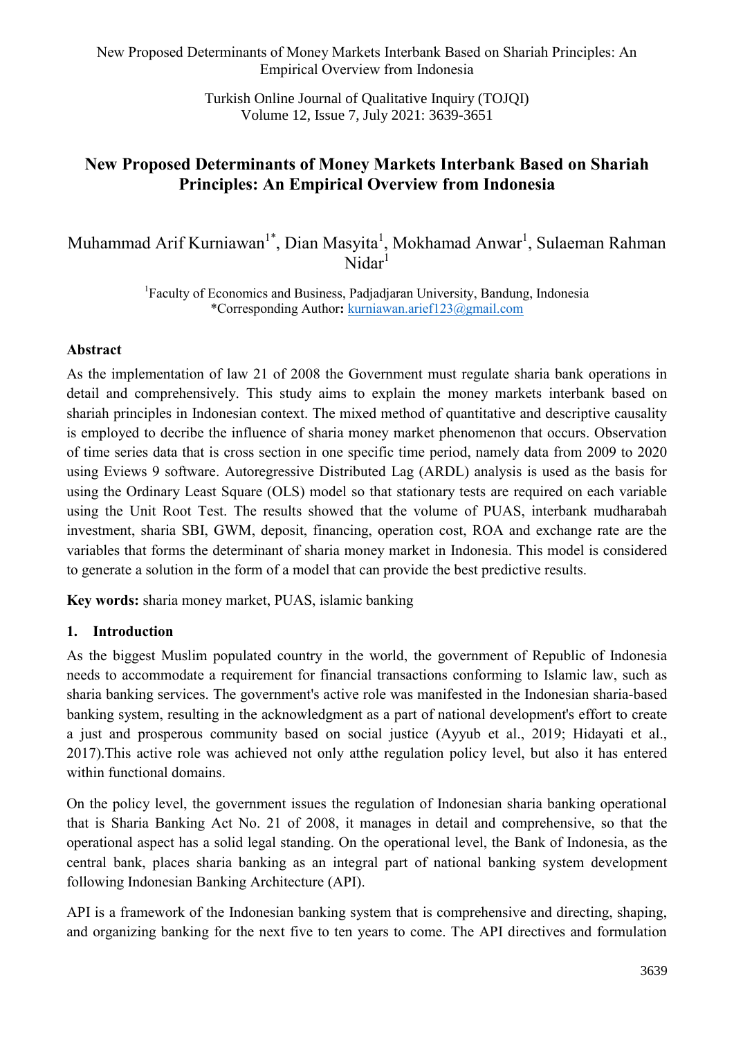# New Proposed Determinants of Money Markets Interbank Based on Shariah Principles: An Empirical Overview from Indonesia

Muhammad Arif Kurniawan[1*], Dian Masyita[1], Mokhamad Anwar[1], Sulaeman Rahman Nidar[1]

[1]Faculty of Economics and Business, Padjadjaran University, Bandung, Indonesia
*Corresponding Author: kurniawan.arief123@gmail.com

## Abstract

As the implementation of law 21 of 2008 the Government must regulate sharia bank operations in detail and comprehensively. This study aims to explain the money markets interbank based on shariah principles in Indonesian context. The mixed method of quantitative and descriptive causality is employed to decribe the influence of sharia money market phenomenon that occurs. Observation of time series data that is cross section in one specific time period, namely data from 2009 to 2020 using Eviews 9 software. Autoregressive Distributed Lag (ARDL) analysis is used as the basis for using the Ordinary Least Square (OLS) model so that stationary tests are required on each variable using the Unit Root Test. The results showed that the volume of PUAS, interbank mudharabah investment, sharia SBI, GWM, deposit, financing, operation cost, ROA and exchange rate are the variables that forms the determinant of sharia money market in Indonesia. This model is considered to generate a solution in the form of a model that can provide the best predictive results.

**Key words:** sharia money market, PUAS, islamic banking

## 1. Introduction

As the biggest Muslim populated country in the world, the government of Republic of Indonesia needs to accommodate a requirement for financial transactions conforming to Islamic law, such as sharia banking services. The government's active role was manifested in the Indonesian sharia-based banking system, resulting in the acknowledgment as a part of national development's effort to create a just and prosperous community based on social justice (Ayyub et al., 2019; Hidayati et al., 2017).This active role was achieved not only atthe regulation policy level, but also it has entered within functional domains.

On the policy level, the government issues the regulation of Indonesian sharia banking operational that is Sharia Banking Act No. 21 of 2008, it manages in detail and comprehensive, so that the operational aspect has a solid legal standing. On the operational level, the Bank of Indonesia, as the central bank, places sharia banking as an integral part of national banking system development following Indonesian Banking Architecture (API).

API is a framework of the Indonesian banking system that is comprehensive and directing, shaping, and organizing banking for the next five to ten years to come. The API directives and formulation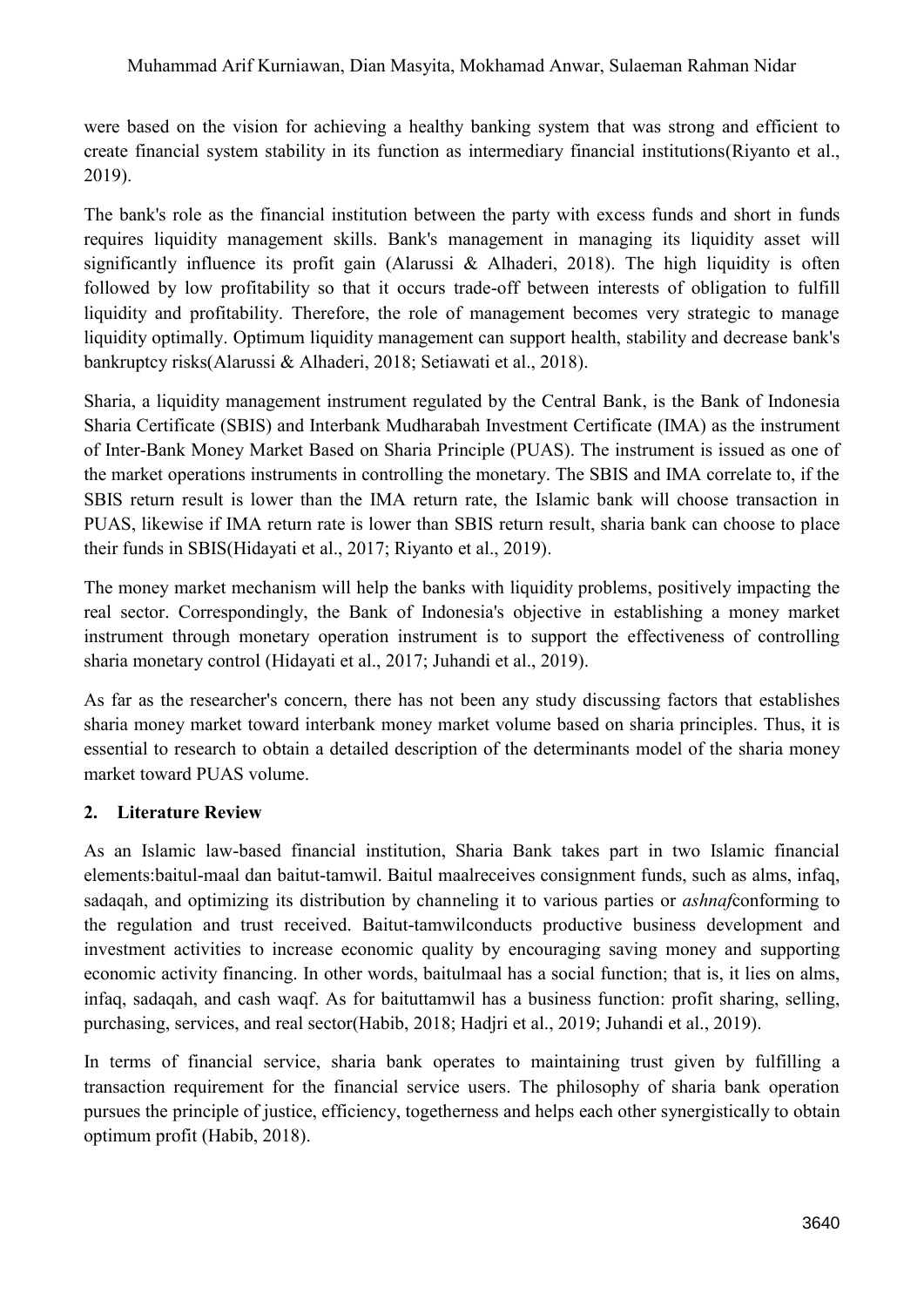were based on the vision for achieving a healthy banking system that was strong and efficient to create financial system stability in its function as intermediary financial institutions(Riyanto et al., 2019).

The bank's role as the financial institution between the party with excess funds and short in funds requires liquidity management skills. Bank's management in managing its liquidity asset will significantly influence its profit gain (Alarussi & Alhaderi, 2018). The high liquidity is often followed by low profitability so that it occurs trade-off between interests of obligation to fulfill liquidity and profitability. Therefore, the role of management becomes very strategic to manage liquidity optimally. Optimum liquidity management can support health, stability and decrease bank's bankruptcy risks(Alarussi & Alhaderi, 2018; Setiawati et al., 2018).

Sharia, a liquidity management instrument regulated by the Central Bank, is the Bank of Indonesia Sharia Certificate (SBIS) and Interbank Mudharabah Investment Certificate (IMA) as the instrument of Inter-Bank Money Market Based on Sharia Principle (PUAS). The instrument is issued as one of the market operations instruments in controlling the monetary. The SBIS and IMA correlate to, if the SBIS return result is lower than the IMA return rate, the Islamic bank will choose transaction in PUAS, likewise if IMA return rate is lower than SBIS return result, sharia bank can choose to place their funds in SBIS(Hidayati et al., 2017; Riyanto et al., 2019).

The money market mechanism will help the banks with liquidity problems, positively impacting the real sector. Correspondingly, the Bank of Indonesia's objective in establishing a money market instrument through monetary operation instrument is to support the effectiveness of controlling sharia monetary control (Hidayati et al., 2017; Juhandi et al., 2019).

As far as the researcher's concern, there has not been any study discussing factors that establishes sharia money market toward interbank money market volume based on sharia principles. Thus, it is essential to research to obtain a detailed description of the determinants model of the sharia money market toward PUAS volume.

## 2. Literature Review

As an Islamic law-based financial institution, Sharia Bank takes part in two Islamic financial elements:baitul-maal dan baitut-tamwil. Baitul maalreceives consignment funds, such as alms, infaq, sadaqah, and optimizing its distribution by channeling it to various parties or *ashnaf*conforming to the regulation and trust received. Baitut-tamwilconducts productive business development and investment activities to increase economic quality by encouraging saving money and supporting economic activity financing. In other words, baitulmaal has a social function; that is, it lies on alms, infaq, sadaqah, and cash waqf. As for baituttamwil has a business function: profit sharing, selling, purchasing, services, and real sector(Habib, 2018; Hadjri et al., 2019; Juhandi et al., 2019).

In terms of financial service, sharia bank operates to maintaining trust given by fulfilling a transaction requirement for the financial service users. The philosophy of sharia bank operation pursues the principle of justice, efficiency, togetherness and helps each other synergistically to obtain optimum profit (Habib, 2018).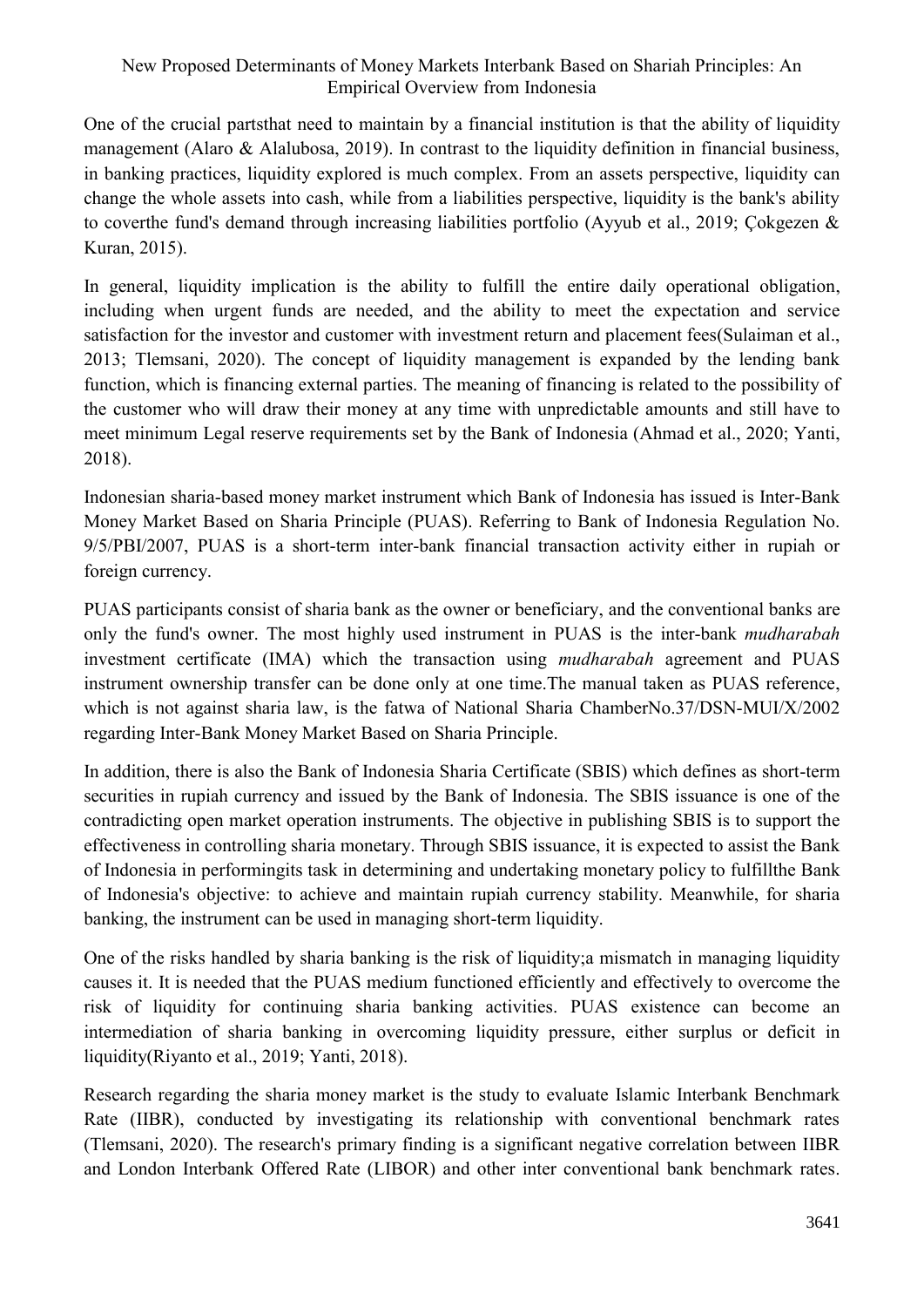One of the crucial partsthat need to maintain by a financial institution is that the ability of liquidity management (Alaro & Alalubosa, 2019). In contrast to the liquidity definition in financial business, in banking practices, liquidity explored is much complex. From an assets perspective, liquidity can change the whole assets into cash, while from a liabilities perspective, liquidity is the bank's ability to coverthe fund's demand through increasing liabilities portfolio (Ayyub et al., 2019; Çokgezen & Kuran, 2015).

In general, liquidity implication is the ability to fulfill the entire daily operational obligation, including when urgent funds are needed, and the ability to meet the expectation and service satisfaction for the investor and customer with investment return and placement fees(Sulaiman et al., 2013; Tlemsani, 2020). The concept of liquidity management is expanded by the lending bank function, which is financing external parties. The meaning of financing is related to the possibility of the customer who will draw their money at any time with unpredictable amounts and still have to meet minimum Legal reserve requirements set by the Bank of Indonesia (Ahmad et al., 2020; Yanti, 2018).

Indonesian sharia-based money market instrument which Bank of Indonesia has issued is Inter-Bank Money Market Based on Sharia Principle (PUAS). Referring to Bank of Indonesia Regulation No. 9/5/PBI/2007, PUAS is a short-term inter-bank financial transaction activity either in rupiah or foreign currency.

PUAS participants consist of sharia bank as the owner or beneficiary, and the conventional banks are only the fund's owner. The most highly used instrument in PUAS is the inter-bank *mudharabah* investment certificate (IMA) which the transaction using *mudharabah* agreement and PUAS instrument ownership transfer can be done only at one time.The manual taken as PUAS reference, which is not against sharia law, is the fatwa of National Sharia ChamberNo.37/DSN-MUI/X/2002 regarding Inter-Bank Money Market Based on Sharia Principle.

In addition, there is also the Bank of Indonesia Sharia Certificate (SBIS) which defines as short-term securities in rupiah currency and issued by the Bank of Indonesia. The SBIS issuance is one of the contradicting open market operation instruments. The objective in publishing SBIS is to support the effectiveness in controlling sharia monetary. Through SBIS issuance, it is expected to assist the Bank of Indonesia in performingits task in determining and undertaking monetary policy to fulfillthe Bank of Indonesia's objective: to achieve and maintain rupiah currency stability. Meanwhile, for sharia banking, the instrument can be used in managing short-term liquidity.

One of the risks handled by sharia banking is the risk of liquidity;a mismatch in managing liquidity causes it. It is needed that the PUAS medium functioned efficiently and effectively to overcome the risk of liquidity for continuing sharia banking activities. PUAS existence can become an intermediation of sharia banking in overcoming liquidity pressure, either surplus or deficit in liquidity(Riyanto et al., 2019; Yanti, 2018).

Research regarding the sharia money market is the study to evaluate Islamic Interbank Benchmark Rate (IIBR), conducted by investigating its relationship with conventional benchmark rates (Tlemsani, 2020). The research's primary finding is a significant negative correlation between IIBR and London Interbank Offered Rate (LIBOR) and other inter conventional bank benchmark rates.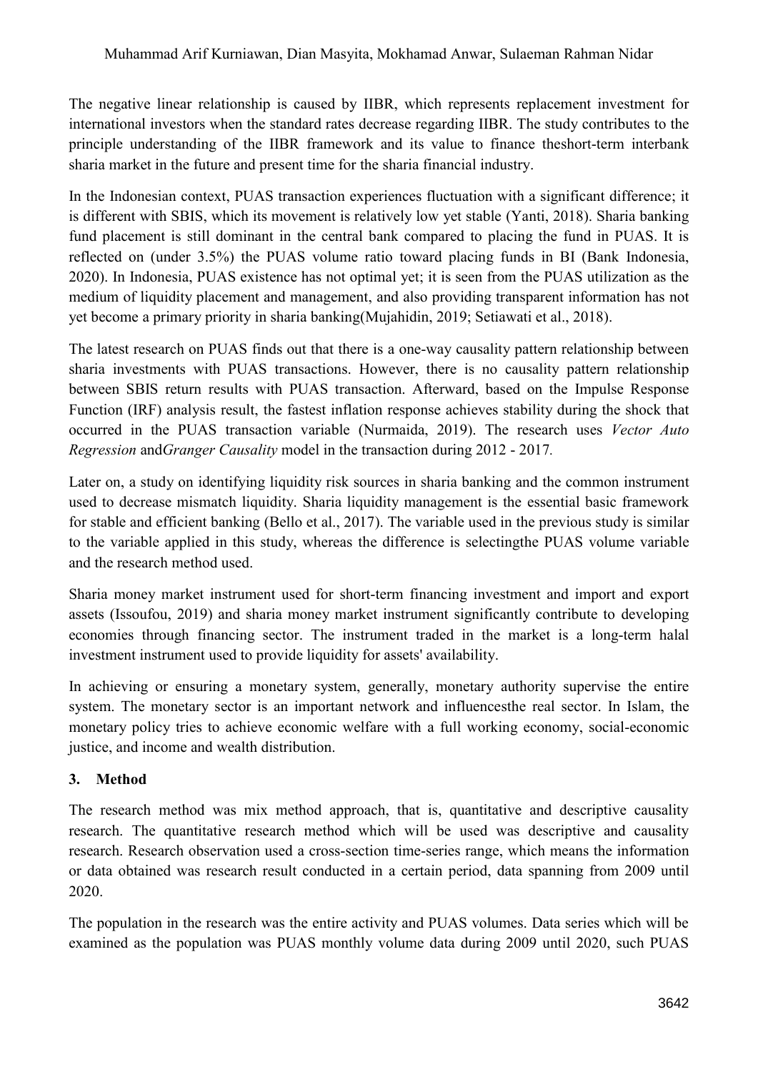The negative linear relationship is caused by IIBR, which represents replacement investment for international investors when the standard rates decrease regarding IIBR. The study contributes to the principle understanding of the IIBR framework and its value to finance theshort-term interbank sharia market in the future and present time for the sharia financial industry.

In the Indonesian context, PUAS transaction experiences fluctuation with a significant difference; it is different with SBIS, which its movement is relatively low yet stable (Yanti, 2018). Sharia banking fund placement is still dominant in the central bank compared to placing the fund in PUAS. It is reflected on (under 3.5%) the PUAS volume ratio toward placing funds in BI (Bank Indonesia, 2020). In Indonesia, PUAS existence has not optimal yet; it is seen from the PUAS utilization as the medium of liquidity placement and management, and also providing transparent information has not yet become a primary priority in sharia banking(Mujahidin, 2019; Setiawati et al., 2018).

The latest research on PUAS finds out that there is a one-way causality pattern relationship between sharia investments with PUAS transactions. However, there is no causality pattern relationship between SBIS return results with PUAS transaction. Afterward, based on the Impulse Response Function (IRF) analysis result, the fastest inflation response achieves stability during the shock that occurred in the PUAS transaction variable (Nurmaida, 2019). The research uses *Vector Auto Regression* and*Granger Causality* model in the transaction during 2012 - 2017.

Later on, a study on identifying liquidity risk sources in sharia banking and the common instrument used to decrease mismatch liquidity. Sharia liquidity management is the essential basic framework for stable and efficient banking (Bello et al., 2017). The variable used in the previous study is similar to the variable applied in this study, whereas the difference is selectingthe PUAS volume variable and the research method used.

Sharia money market instrument used for short-term financing investment and import and export assets (Issoufou, 2019) and sharia money market instrument significantly contribute to developing economies through financing sector. The instrument traded in the market is a long-term halal investment instrument used to provide liquidity for assets' availability.

In achieving or ensuring a monetary system, generally, monetary authority supervise the entire system. The monetary sector is an important network and influencesthe real sector. In Islam, the monetary policy tries to achieve economic welfare with a full working economy, social-economic justice, and income and wealth distribution.

## 3. Method

The research method was mix method approach, that is, quantitative and descriptive causality research. The quantitative research method which will be used was descriptive and causality research. Research observation used a cross-section time-series range, which means the information or data obtained was research result conducted in a certain period, data spanning from 2009 until 2020.

The population in the research was the entire activity and PUAS volumes. Data series which will be examined as the population was PUAS monthly volume data during 2009 until 2020, such PUAS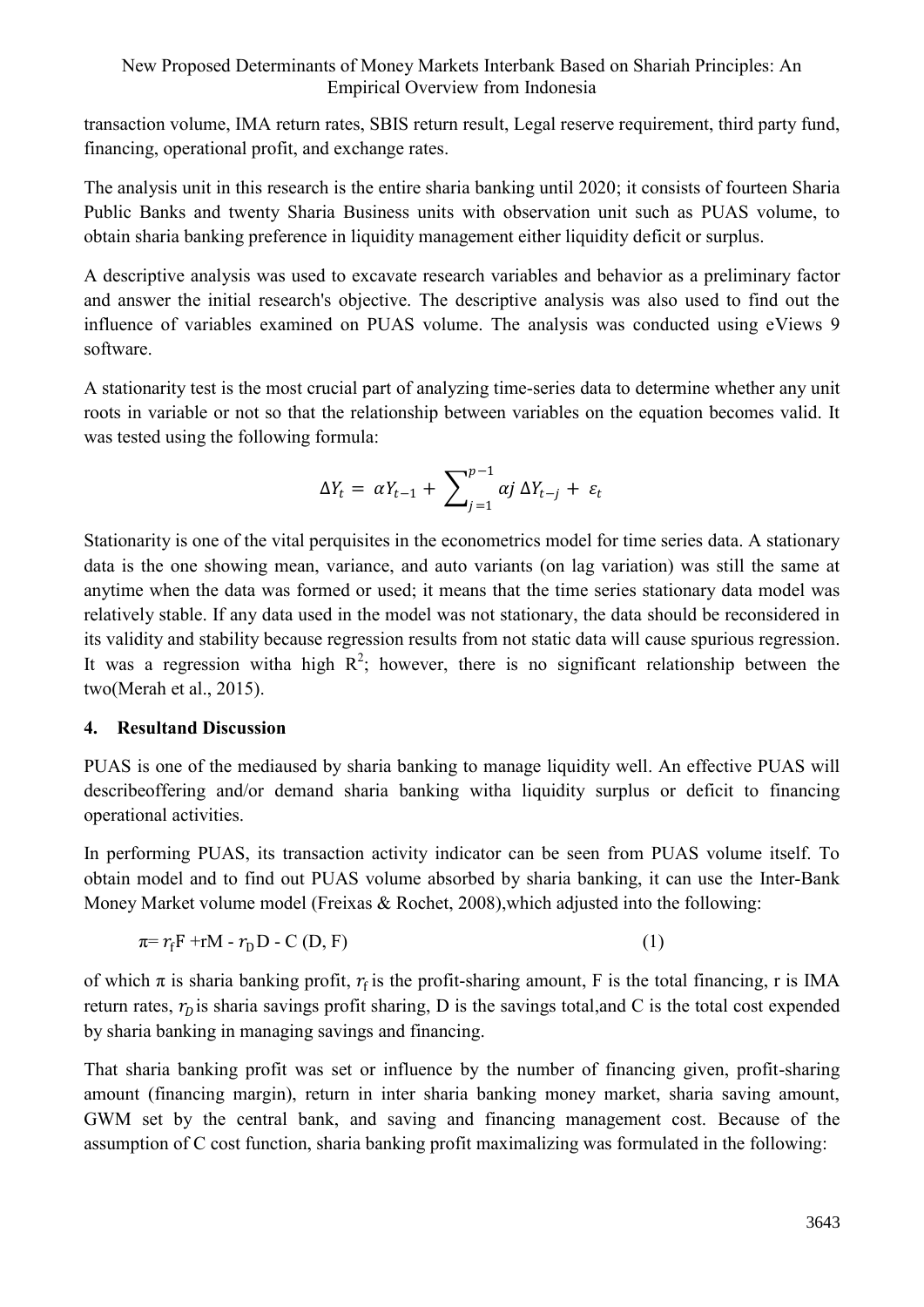transaction volume, IMA return rates, SBIS return result, Legal reserve requirement, third party fund, financing, operational profit, and exchange rates.

The analysis unit in this research is the entire sharia banking until 2020; it consists of fourteen Sharia Public Banks and twenty Sharia Business units with observation unit such as PUAS volume, to obtain sharia banking preference in liquidity management either liquidity deficit or surplus.

A descriptive analysis was used to excavate research variables and behavior as a preliminary factor and answer the initial research's objective. The descriptive analysis was also used to find out the influence of variables examined on PUAS volume. The analysis was conducted using eViews 9 software.

A stationarity test is the most crucial part of analyzing time-series data to determine whether any unit roots in variable or not so that the relationship between variables on the equation becomes valid. It was tested using the following formula:

$$\Delta Y_t = \alpha Y_{t-1} + \sum_{j=1}^{p-1} \alpha j \, \Delta Y_{t-j} + \varepsilon_t$$

Stationarity is one of the vital perquisites in the econometrics model for time series data. A stationary data is the one showing mean, variance, and auto variants (on lag variation) was still the same at anytime when the data was formed or used; it means that the time series stationary data model was relatively stable. If any data used in the model was not stationary, the data should be reconsidered in its validity and stability because regression results from not static data will cause spurious regression. It was a regression witha high $R^2$; however, there is no significant relationship between the two(Merah et al., 2015).

## 4. Resultand Discussion

PUAS is one of the mediaused by sharia banking to manage liquidity well. An effective PUAS will describeoffering and/or demand sharia banking witha liquidity surplus or deficit to financing operational activities.

In performing PUAS, its transaction activity indicator can be seen from PUAS volume itself. To obtain model and to find out PUAS volume absorbed by sharia banking, it can use the Inter-Bank Money Market volume model (Freixas & Rochet, 2008),which adjusted into the following:

$$\pi = r_f F + rM - r_D D - C\,(D, F) \qquad (1)$$

of which $\pi$ is sharia banking profit, $r_f$ is the profit-sharing amount, F is the total financing, r is IMA return rates, $r_D$ is sharia savings profit sharing, D is the savings total,and C is the total cost expended by sharia banking in managing savings and financing.

That sharia banking profit was set or influence by the number of financing given, profit-sharing amount (financing margin), return in inter sharia banking money market, sharia saving amount, GWM set by the central bank, and saving and financing management cost. Because of the assumption of C cost function, sharia banking profit maximalizing was formulated in the following: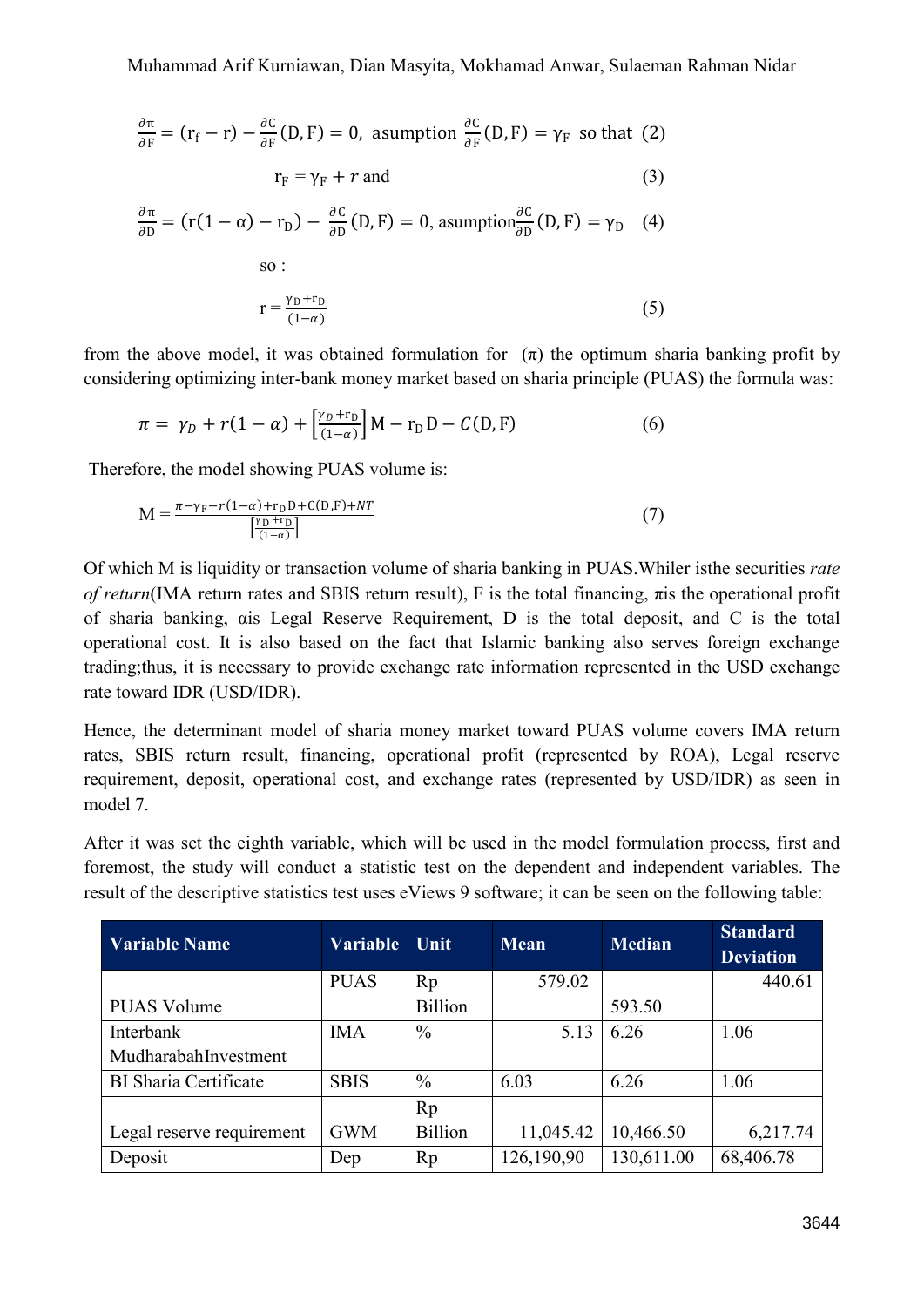$$\frac{\partial \pi}{\partial F} = (r_f - r) - \frac{\partial C}{\partial F}(D, F) = 0, \text{ asumption } \frac{\partial C}{\partial F}(D, F) = \gamma_F \text{ so that} \quad (2)$$

$$r_F = \gamma_F + r \text{ and} \quad (3)$$

$$\frac{\partial \pi}{\partial D} = (r(1-\alpha) - r_D) - \frac{\partial C}{\partial D}(D, F) = 0, \text{ asumption} \frac{\partial C}{\partial D}(D, F) = \gamma_D \quad (4)$$

so :

$$r = \frac{\gamma_D + r_D}{(1-\alpha)} \quad (5)$$

from the above model, it was obtained formulation for ($\pi$) the optimum sharia banking profit by considering optimizing inter-bank money market based on sharia principle (PUAS) the formula was:

$$\pi = \gamma_D + r(1-\alpha) + \left[\frac{\gamma_D + r_D}{(1-\alpha)}\right] M - r_D D - C(D, F) \quad (6)$$

Therefore, the model showing PUAS volume is:

$$M = \frac{\pi - \gamma_F - r(1-\alpha) + r_D D + C(D,F) + NT}{\left[\frac{\gamma_D + r_D}{(1-\alpha)}\right]} \quad (7)$$

Of which M is liquidity or transaction volume of sharia banking in PUAS.Whiler isthe securities *rate of return*(IMA return rates and SBIS return result), F is the total financing, πis the operational profit of sharia banking, αis Legal Reserve Requirement, D is the total deposit, and C is the total operational cost. It is also based on the fact that Islamic banking also serves foreign exchange trading;thus, it is necessary to provide exchange rate information represented in the USD exchange rate toward IDR (USD/IDR).

Hence, the determinant model of sharia money market toward PUAS volume covers IMA return rates, SBIS return result, financing, operational profit (represented by ROA), Legal reserve requirement, deposit, operational cost, and exchange rates (represented by USD/IDR) as seen in model 7.

After it was set the eighth variable, which will be used in the model formulation process, first and foremost, the study will conduct a statistic test on the dependent and independent variables. The result of the descriptive statistics test uses eViews 9 software; it can be seen on the following table:

| Variable Name | Variable | Unit | Mean | Median | Standard Deviation |
|---|---|---|---|---|---|
| PUAS Volume | PUAS | Rp Billion | 579.02 | 593.50 | 440.61 |
| Interbank MudharabahInvestment | IMA | % | 5.13 | 6.26 | 1.06 |
| BI Sharia Certificate | SBIS | % | 6.03 | 6.26 | 1.06 |
| Legal reserve requirement | GWM | Rp Billion | 11,045.42 | 10,466.50 | 6,217.74 |
| Deposit | Dep | Rp | 126,190,90 | 130,611.00 | 68,406.78 |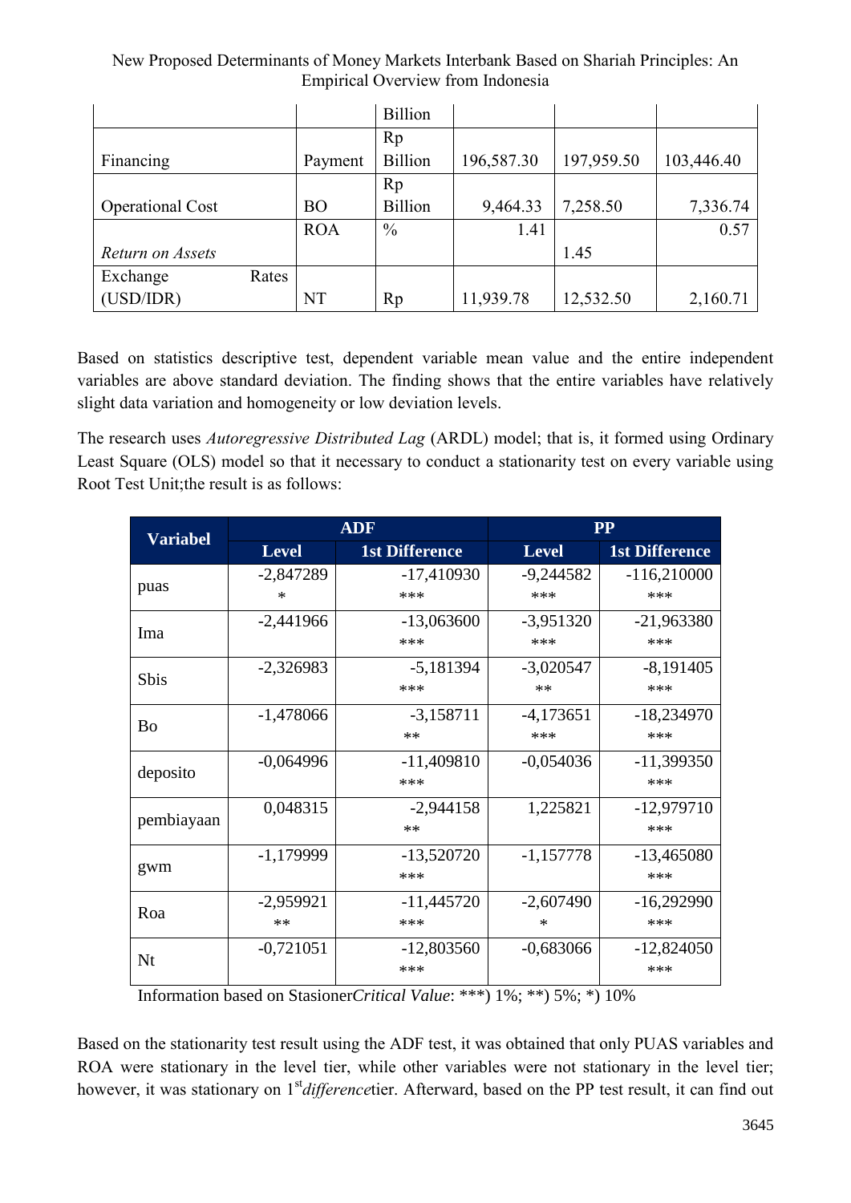|  |  | Billion |  |  |  |
| --- | --- | --- | --- | --- | --- |
| Financing | Payment | Rp Billion | 196,587.30 | 197,959.50 | 103,446.40 |
| Operational Cost | BO | Rp Billion | 9,464.33 | 7,258.50 | 7,336.74 |
| *Return on Assets* | ROA | % | 1.41 | 1.45 | 0.57 |
| Exchange Rates (USD/IDR) | NT | Rp | 11,939.78 | 12,532.50 | 2,160.71 |

Based on statistics descriptive test, dependent variable mean value and the entire independent variables are above standard deviation. The finding shows that the entire variables have relatively slight data variation and homogeneity or low deviation levels.

The research uses *Autoregressive Distributed Lag* (ARDL) model; that is, it formed using Ordinary Least Square (OLS) model so that it necessary to conduct a stationarity test on every variable using Root Test Unit;the result is as follows:

| Variabel | ADF |  | PP |  |
| --- | --- | --- | --- | --- |
|  | Level | 1st Difference | Level | 1st Difference |
| puas | -2,847289 * | -17,410930 *** | -9,244582 *** | -116,210000 *** |
| Ima | -2,441966 | -13,063600 *** | -3,951320 *** | -21,963380 *** |
| Sbis | -2,326983 | -5,181394 *** | -3,020547 ** | -8,191405 *** |
| Bo | -1,478066 | -3,158711 ** | -4,173651 *** | -18,234970 *** |
| deposito | -0,064996 | -11,409810 *** | -0,054036 | -11,399350 *** |
| pembiayaan | 0,048315 | -2,944158 ** | 1,225821 | -12,979710 *** |
| gwm | -1,179999 | -13,520720 *** | -1,157778 | -13,465080 *** |
| Roa | -2,959921 ** | -11,445720 *** | -2,607490 * | -16,292990 *** |
| Nt | -0,721051 | -12,803560 *** | -0,683066 | -12,824050 *** |

Information based on Stasioner*Critical Value*: ***) 1%; **) 5%; *) 10%

Based on the stationarity test result using the ADF test, it was obtained that only PUAS variables and ROA were stationary in the level tier, while other variables were not stationary in the level tier; however, it was stationary on 1st *difference*tier. Afterward, based on the PP test result, it can find out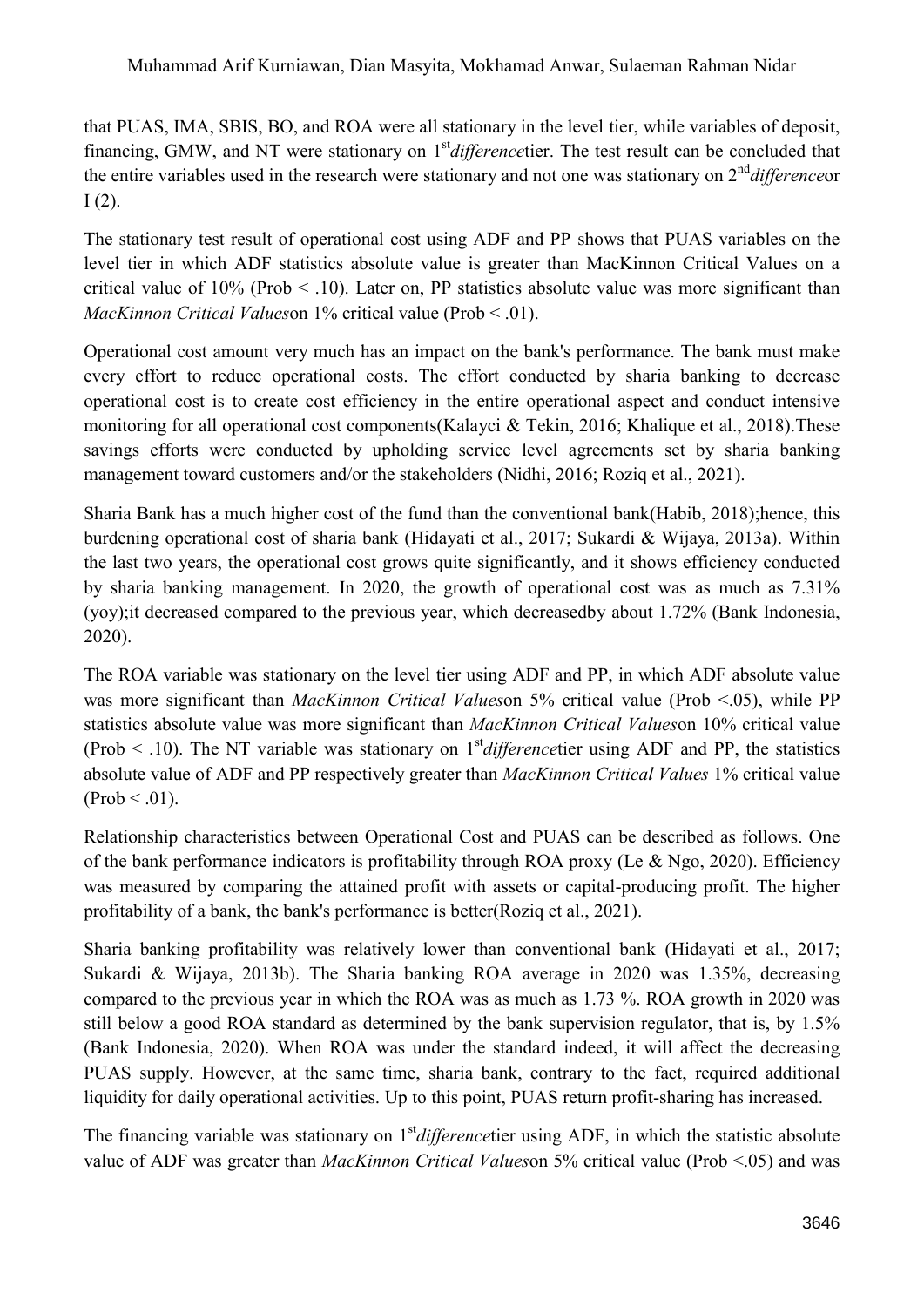that PUAS, IMA, SBIS, BO, and ROA were all stationary in the level tier, while variables of deposit, financing, GMW, and NT were stationary on 1st *difference*tier. The test result can be concluded that the entire variables used in the research were stationary and not one was stationary on 2nd *difference*or I (2).

The stationary test result of operational cost using ADF and PP shows that PUAS variables on the level tier in which ADF statistics absolute value is greater than MacKinnon Critical Values on a critical value of 10% (Prob < .10). Later on, PP statistics absolute value was more significant than *MacKinnon Critical Values*on 1% critical value (Prob < .01).

Operational cost amount very much has an impact on the bank's performance. The bank must make every effort to reduce operational costs. The effort conducted by sharia banking to decrease operational cost is to create cost efficiency in the entire operational aspect and conduct intensive monitoring for all operational cost components(Kalayci & Tekin, 2016; Khalique et al., 2018).These savings efforts were conducted by upholding service level agreements set by sharia banking management toward customers and/or the stakeholders (Nidhi, 2016; Roziq et al., 2021).

Sharia Bank has a much higher cost of the fund than the conventional bank(Habib, 2018);hence, this burdening operational cost of sharia bank (Hidayati et al., 2017; Sukardi & Wijaya, 2013a). Within the last two years, the operational cost grows quite significantly, and it shows efficiency conducted by sharia banking management. In 2020, the growth of operational cost was as much as 7.31% (yoy);it decreased compared to the previous year, which decreasedby about 1.72% (Bank Indonesia, 2020).

The ROA variable was stationary on the level tier using ADF and PP, in which ADF absolute value was more significant than *MacKinnon Critical Values*on 5% critical value (Prob <.05), while PP statistics absolute value was more significant than *MacKinnon Critical Values*on 10% critical value (Prob < .10). The NT variable was stationary on 1st *difference*tier using ADF and PP, the statistics absolute value of ADF and PP respectively greater than *MacKinnon Critical Values* 1% critical value (Prob < .01).

Relationship characteristics between Operational Cost and PUAS can be described as follows. One of the bank performance indicators is profitability through ROA proxy (Le & Ngo, 2020). Efficiency was measured by comparing the attained profit with assets or capital-producing profit. The higher profitability of a bank, the bank's performance is better(Roziq et al., 2021).

Sharia banking profitability was relatively lower than conventional bank (Hidayati et al., 2017; Sukardi & Wijaya, 2013b). The Sharia banking ROA average in 2020 was 1.35%, decreasing compared to the previous year in which the ROA was as much as 1.73 %. ROA growth in 2020 was still below a good ROA standard as determined by the bank supervision regulator, that is, by 1.5% (Bank Indonesia, 2020). When ROA was under the standard indeed, it will affect the decreasing PUAS supply. However, at the same time, sharia bank, contrary to the fact, required additional liquidity for daily operational activities. Up to this point, PUAS return profit-sharing has increased.

The financing variable was stationary on 1st *difference*tier using ADF, in which the statistic absolute value of ADF was greater than *MacKinnon Critical Values*on 5% critical value (Prob <.05) and was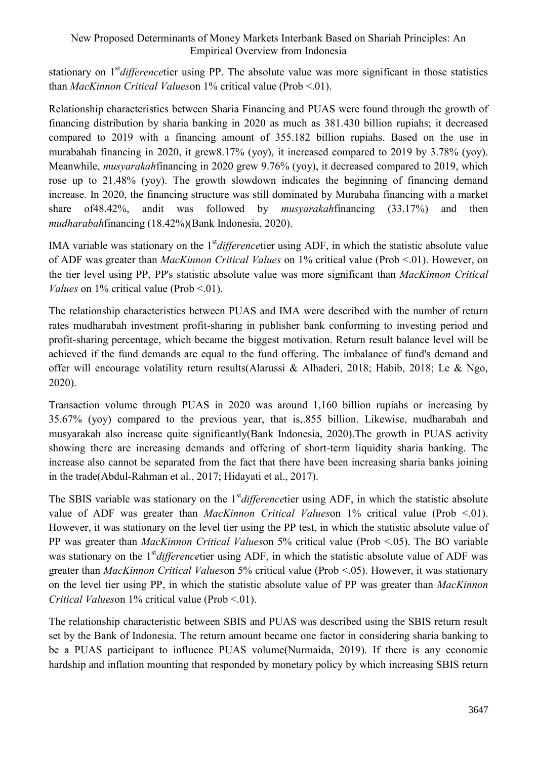stationary on 1st *difference*tier using PP. The absolute value was more significant in those statistics than *MacKinnon Critical Values*on 1% critical value (Prob <.01).

Relationship characteristics between Sharia Financing and PUAS were found through the growth of financing distribution by sharia banking in 2020 as much as 381.430 billion rupiahs; it decreased compared to 2019 with a financing amount of 355.182 billion rupiahs. Based on the use in murabahah financing in 2020, it grew8.17% (yoy), it increased compared to 2019 by 3.78% (yoy). Meanwhile, *musyarakah*financing in 2020 grew 9.76% (yoy), it decreased compared to 2019, which rose up to 21.48% (yoy). The growth slowdown indicates the beginning of financing demand increase. In 2020, the financing structure was still dominated by Murabaha financing with a market share of48.42%, andit was followed by *musyarakah*financing (33.17%) and then *mudharabah*financing (18.42%)(Bank Indonesia, 2020).

IMA variable was stationary on the 1st *difference*tier using ADF, in which the statistic absolute value of ADF was greater than *MacKinnon Critical Values* on 1% critical value (Prob <.01). However, on the tier level using PP, PP's statistic absolute value was more significant than *MacKinnon Critical Values* on 1% critical value (Prob <.01).

The relationship characteristics between PUAS and IMA were described with the number of return rates mudharabah investment profit-sharing in publisher bank conforming to investing period and profit-sharing percentage, which became the biggest motivation. Return result balance level will be achieved if the fund demands are equal to the fund offering. The imbalance of fund's demand and offer will encourage volatility return results(Alarussi & Alhaderi, 2018; Habib, 2018; Le & Ngo, 2020).

Transaction volume through PUAS in 2020 was around 1,160 billion rupiahs or increasing by 35.67% (yoy) compared to the previous year, that is,.855 billion. Likewise, mudharabah and musyarakah also increase quite significantly(Bank Indonesia, 2020).The growth in PUAS activity showing there are increasing demands and offering of short-term liquidity sharia banking. The increase also cannot be separated from the fact that there have been increasing sharia banks joining in the trade(Abdul-Rahman et al., 2017; Hidayati et al., 2017).

The SBIS variable was stationary on the 1st *difference*tier using ADF, in which the statistic absolute value of ADF was greater than *MacKinnon Critical Values*on 1% critical value (Prob <.01). However, it was stationary on the level tier using the PP test, in which the statistic absolute value of PP was greater than *MacKinnon Critical Values*on 5% critical value (Prob <.05). The BO variable was stationary on the 1st *difference*tier using ADF, in which the statistic absolute value of ADF was greater than *MacKinnon Critical Values*on 5% critical value (Prob <.05). However, it was stationary on the level tier using PP, in which the statistic absolute value of PP was greater than *MacKinnon Critical Values*on 1% critical value (Prob <.01).

The relationship characteristic between SBIS and PUAS was described using the SBIS return result set by the Bank of Indonesia. The return amount became one factor in considering sharia banking to be a PUAS participant to influence PUAS volume(Nurmaida, 2019). If there is any economic hardship and inflation mounting that responded by monetary policy by which increasing SBIS return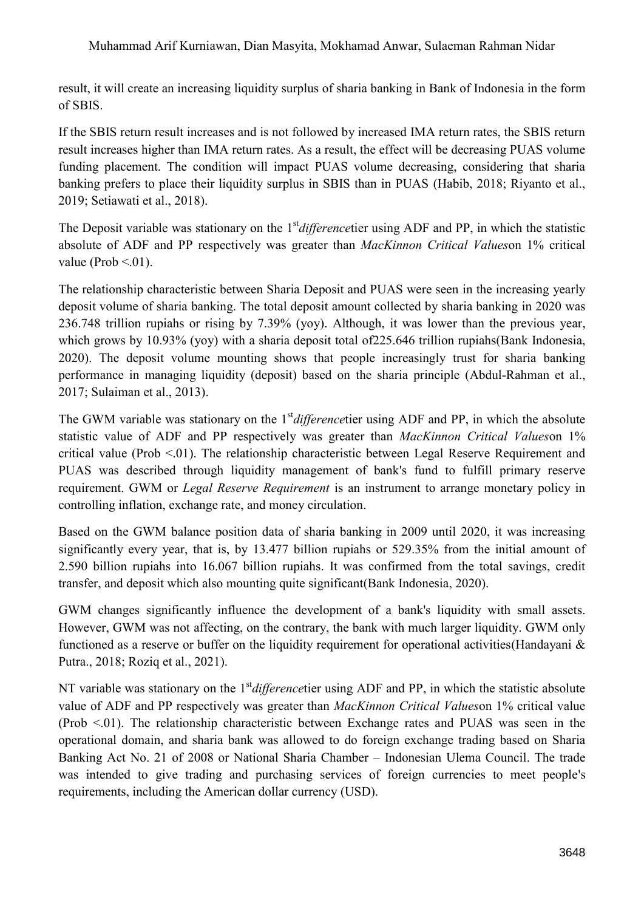result, it will create an increasing liquidity surplus of sharia banking in Bank of Indonesia in the form of SBIS.

If the SBIS return result increases and is not followed by increased IMA return rates, the SBIS return result increases higher than IMA return rates. As a result, the effect will be decreasing PUAS volume funding placement. The condition will impact PUAS volume decreasing, considering that sharia banking prefers to place their liquidity surplus in SBIS than in PUAS (Habib, 2018; Riyanto et al., 2019; Setiawati et al., 2018).

The Deposit variable was stationary on the 1st *difference*tier using ADF and PP, in which the statistic absolute of ADF and PP respectively was greater than *MacKinnon Critical Values*on 1% critical value (Prob <.01).

The relationship characteristic between Sharia Deposit and PUAS were seen in the increasing yearly deposit volume of sharia banking. The total deposit amount collected by sharia banking in 2020 was 236.748 trillion rupiahs or rising by 7.39% (yoy). Although, it was lower than the previous year, which grows by 10.93% (yoy) with a sharia deposit total of225.646 trillion rupiahs(Bank Indonesia, 2020). The deposit volume mounting shows that people increasingly trust for sharia banking performance in managing liquidity (deposit) based on the sharia principle (Abdul-Rahman et al., 2017; Sulaiman et al., 2013).

The GWM variable was stationary on the 1st *difference*tier using ADF and PP, in which the absolute statistic value of ADF and PP respectively was greater than *MacKinnon Critical Values*on 1% critical value (Prob <.01). The relationship characteristic between Legal Reserve Requirement and PUAS was described through liquidity management of bank's fund to fulfill primary reserve requirement. GWM or *Legal Reserve Requirement* is an instrument to arrange monetary policy in controlling inflation, exchange rate, and money circulation.

Based on the GWM balance position data of sharia banking in 2009 until 2020, it was increasing significantly every year, that is, by 13.477 billion rupiahs or 529.35% from the initial amount of 2.590 billion rupiahs into 16.067 billion rupiahs. It was confirmed from the total savings, credit transfer, and deposit which also mounting quite significant(Bank Indonesia, 2020).

GWM changes significantly influence the development of a bank's liquidity with small assets. However, GWM was not affecting, on the contrary, the bank with much larger liquidity. GWM only functioned as a reserve or buffer on the liquidity requirement for operational activities(Handayani & Putra., 2018; Roziq et al., 2021).

NT variable was stationary on the 1st *difference*tier using ADF and PP, in which the statistic absolute value of ADF and PP respectively was greater than *MacKinnon Critical Values*on 1% critical value (Prob <.01). The relationship characteristic between Exchange rates and PUAS was seen in the operational domain, and sharia bank was allowed to do foreign exchange trading based on Sharia Banking Act No. 21 of 2008 or National Sharia Chamber – Indonesian Ulema Council. The trade was intended to give trading and purchasing services of foreign currencies to meet people's requirements, including the American dollar currency (USD).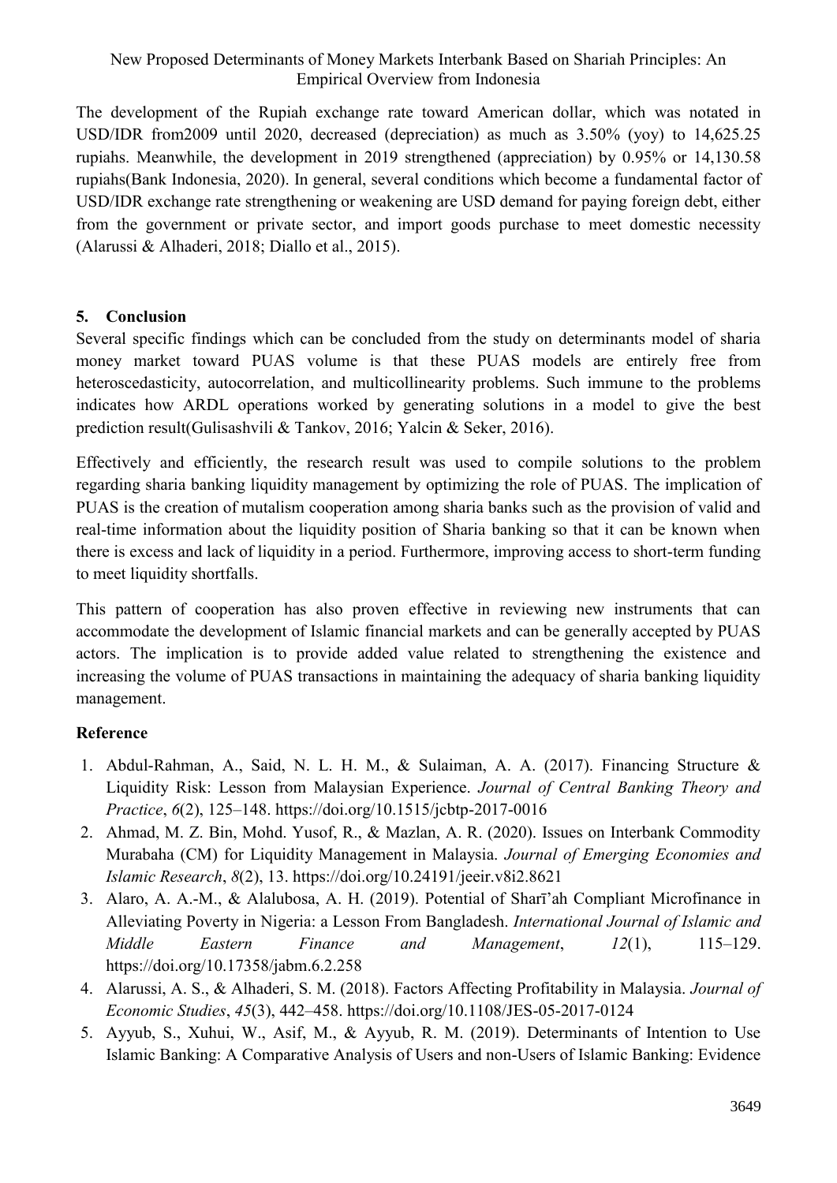The development of the Rupiah exchange rate toward American dollar, which was notated in USD/IDR from2009 until 2020, decreased (depreciation) as much as 3.50% (yoy) to 14,625.25 rupiahs. Meanwhile, the development in 2019 strengthened (appreciation) by 0.95% or 14,130.58 rupiahs(Bank Indonesia, 2020). In general, several conditions which become a fundamental factor of USD/IDR exchange rate strengthening or weakening are USD demand for paying foreign debt, either from the government or private sector, and import goods purchase to meet domestic necessity (Alarussi & Alhaderi, 2018; Diallo et al., 2015).

## 5. Conclusion

Several specific findings which can be concluded from the study on determinants model of sharia money market toward PUAS volume is that these PUAS models are entirely free from heteroscedasticity, autocorrelation, and multicollinearity problems. Such immune to the problems indicates how ARDL operations worked by generating solutions in a model to give the best prediction result(Gulisashvili & Tankov, 2016; Yalcin & Seker, 2016).

Effectively and efficiently, the research result was used to compile solutions to the problem regarding sharia banking liquidity management by optimizing the role of PUAS. The implication of PUAS is the creation of mutalism cooperation among sharia banks such as the provision of valid and real-time information about the liquidity position of Sharia banking so that it can be known when there is excess and lack of liquidity in a period. Furthermore, improving access to short-term funding to meet liquidity shortfalls.

This pattern of cooperation has also proven effective in reviewing new instruments that can accommodate the development of Islamic financial markets and can be generally accepted by PUAS actors. The implication is to provide added value related to strengthening the existence and increasing the volume of PUAS transactions in maintaining the adequacy of sharia banking liquidity management.

## Reference

1. Abdul-Rahman, A., Said, N. L. H. M., & Sulaiman, A. A. (2017). Financing Structure & Liquidity Risk: Lesson from Malaysian Experience. *Journal of Central Banking Theory and Practice*, *6*(2), 125–148. https://doi.org/10.1515/jcbtp-2017-0016
2. Ahmad, M. Z. Bin, Mohd. Yusof, R., & Mazlan, A. R. (2020). Issues on Interbank Commodity Murabaha (CM) for Liquidity Management in Malaysia. *Journal of Emerging Economies and Islamic Research*, *8*(2), 13. https://doi.org/10.24191/jeeir.v8i2.8621
3. Alaro, A. A.-M., & Alalubosa, A. H. (2019). Potential of Sharī'ah Compliant Microfinance in Alleviating Poverty in Nigeria: a Lesson From Bangladesh. *International Journal of Islamic and Middle Eastern Finance and Management*, *12*(1), 115–129. https://doi.org/10.17358/jabm.6.2.258
4. Alarussi, A. S., & Alhaderi, S. M. (2018). Factors Affecting Profitability in Malaysia. *Journal of Economic Studies*, *45*(3), 442–458. https://doi.org/10.1108/JES-05-2017-0124
5. Ayyub, S., Xuhui, W., Asif, M., & Ayyub, R. M. (2019). Determinants of Intention to Use Islamic Banking: A Comparative Analysis of Users and non-Users of Islamic Banking: Evidence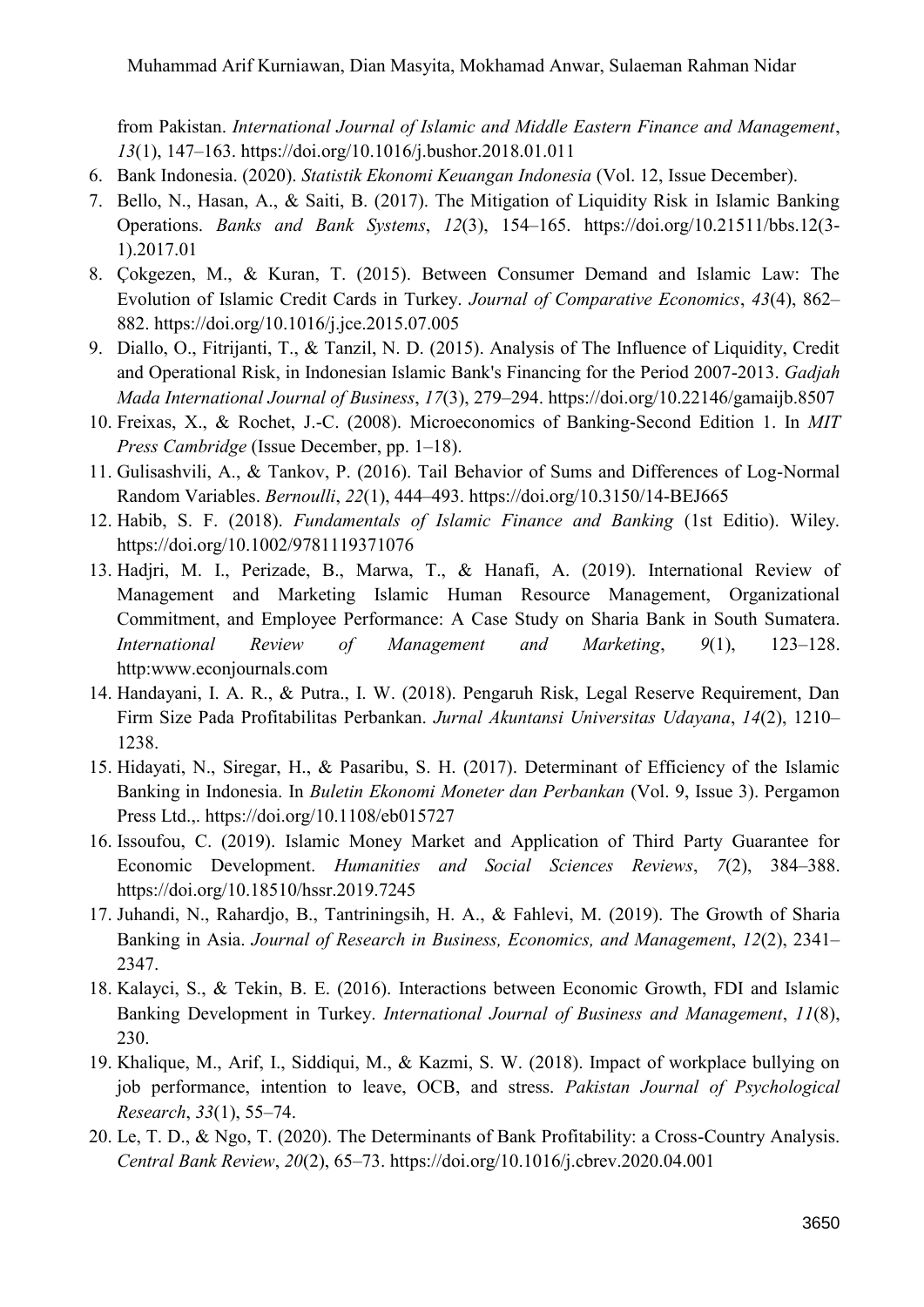from Pakistan. *International Journal of Islamic and Middle Eastern Finance and Management*, *13*(1), 147–163. https://doi.org/10.1016/j.bushor.2018.01.011

6. Bank Indonesia. (2020). *Statistik Ekonomi Keuangan Indonesia* (Vol. 12, Issue December).
7. Bello, N., Hasan, A., & Saiti, B. (2017). The Mitigation of Liquidity Risk in Islamic Banking Operations. *Banks and Bank Systems*, *12*(3), 154–165. https://doi.org/10.21511/bbs.12(3-1).2017.01
8. Çokgezen, M., & Kuran, T. (2015). Between Consumer Demand and Islamic Law: The Evolution of Islamic Credit Cards in Turkey. *Journal of Comparative Economics*, *43*(4), 862–882. https://doi.org/10.1016/j.jce.2015.07.005
9. Diallo, O., Fitrijanti, T., & Tanzil, N. D. (2015). Analysis of The Influence of Liquidity, Credit and Operational Risk, in Indonesian Islamic Bank's Financing for the Period 2007-2013. *Gadjah Mada International Journal of Business*, *17*(3), 279–294. https://doi.org/10.22146/gamaijb.8507
10. Freixas, X., & Rochet, J.-C. (2008). Microeconomics of Banking-Second Edition 1. In *MIT Press Cambridge* (Issue December, pp. 1–18).
11. Gulisashvili, A., & Tankov, P. (2016). Tail Behavior of Sums and Differences of Log-Normal Random Variables. *Bernoulli*, *22*(1), 444–493. https://doi.org/10.3150/14-BEJ665
12. Habib, S. F. (2018). *Fundamentals of Islamic Finance and Banking* (1st Editio). Wiley. https://doi.org/10.1002/9781119371076
13. Hadjri, M. I., Perizade, B., Marwa, T., & Hanafi, A. (2019). International Review of Management and Marketing Islamic Human Resource Management, Organizational Commitment, and Employee Performance: A Case Study on Sharia Bank in South Sumatera. *International Review of Management and Marketing*, *9*(1), 123–128. http:www.econjournals.com
14. Handayani, I. A. R., & Putra., I. W. (2018). Pengaruh Risk, Legal Reserve Requirement, Dan Firm Size Pada Profitabilitas Perbankan. *Jurnal Akuntansi Universitas Udayana*, *14*(2), 1210–1238.
15. Hidayati, N., Siregar, H., & Pasaribu, S. H. (2017). Determinant of Efficiency of the Islamic Banking in Indonesia. In *Buletin Ekonomi Moneter dan Perbankan* (Vol. 9, Issue 3). Pergamon Press Ltd.,. https://doi.org/10.1108/eb015727
16. Issoufou, C. (2019). Islamic Money Market and Application of Third Party Guarantee for Economic Development. *Humanities and Social Sciences Reviews*, *7*(2), 384–388. https://doi.org/10.18510/hssr.2019.7245
17. Juhandi, N., Rahardjo, B., Tantriningsih, H. A., & Fahlevi, M. (2019). The Growth of Sharia Banking in Asia. *Journal of Research in Business, Economics, and Management*, *12*(2), 2341–2347.
18. Kalayci, S., & Tekin, B. E. (2016). Interactions between Economic Growth, FDI and Islamic Banking Development in Turkey. *International Journal of Business and Management*, *11*(8), 230.
19. Khalique, M., Arif, I., Siddiqui, M., & Kazmi, S. W. (2018). Impact of workplace bullying on job performance, intention to leave, OCB, and stress. *Pakistan Journal of Psychological Research*, *33*(1), 55–74.
20. Le, T. D., & Ngo, T. (2020). The Determinants of Bank Profitability: a Cross-Country Analysis. *Central Bank Review*, *20*(2), 65–73. https://doi.org/10.1016/j.cbrev.2020.04.001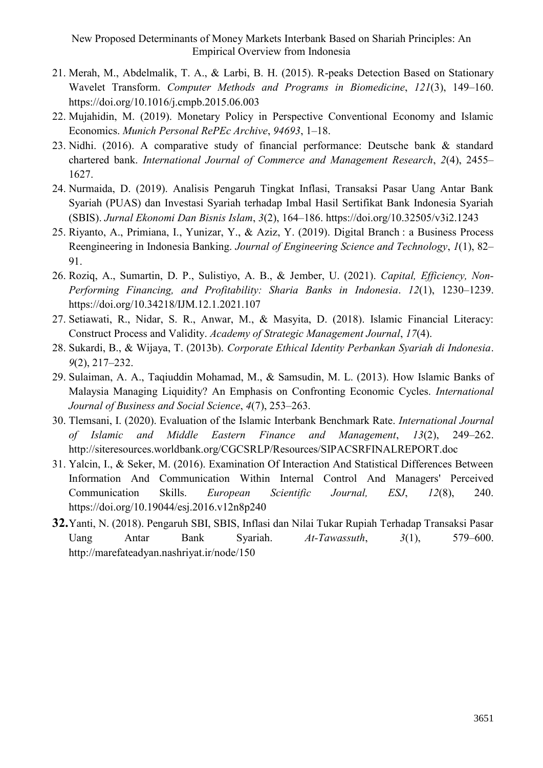21. Merah, M., Abdelmalik, T. A., & Larbi, B. H. (2015). R-peaks Detection Based on Stationary Wavelet Transform. *Computer Methods and Programs in Biomedicine*, *121*(3), 149–160. https://doi.org/10.1016/j.cmpb.2015.06.003
22. Mujahidin, M. (2019). Monetary Policy in Perspective Conventional Economy and Islamic Economics. *Munich Personal RePEc Archive*, *94693*, 1–18.
23. Nidhi. (2016). A comparative study of financial performance: Deutsche bank & standard chartered bank. *International Journal of Commerce and Management Research*, *2*(4), 2455–1627.
24. Nurmaida, D. (2019). Analisis Pengaruh Tingkat Inflasi, Transaksi Pasar Uang Antar Bank Syariah (PUAS) dan Investasi Syariah terhadap Imbal Hasil Sertifikat Bank Indonesia Syariah (SBIS). *Jurnal Ekonomi Dan Bisnis Islam*, *3*(2), 164–186. https://doi.org/10.32505/v3i2.1243
25. Riyanto, A., Primiana, I., Yunizar, Y., & Aziz, Y. (2019). Digital Branch : a Business Process Reengineering in Indonesia Banking. *Journal of Engineering Science and Technology*, *1*(1), 82–91.
26. Roziq, A., Sumartin, D. P., Sulistiyo, A. B., & Jember, U. (2021). *Capital, Efficiency, Non-Performing Financing, and Profitability: Sharia Banks in Indonesia*. *12*(1), 1230–1239. https://doi.org/10.34218/IJM.12.1.2021.107
27. Setiawati, R., Nidar, S. R., Anwar, M., & Masyita, D. (2018). Islamic Financial Literacy: Construct Process and Validity. *Academy of Strategic Management Journal*, *17*(4).
28. Sukardi, B., & Wijaya, T. (2013b). *Corporate Ethical Identity Perbankan Syariah di Indonesia*. *9*(2), 217–232.
29. Sulaiman, A. A., Taqiuddin Mohamad, M., & Samsudin, M. L. (2013). How Islamic Banks of Malaysia Managing Liquidity? An Emphasis on Confronting Economic Cycles. *International Journal of Business and Social Science*, *4*(7), 253–263.
30. Tlemsani, I. (2020). Evaluation of the Islamic Interbank Benchmark Rate. *International Journal of Islamic and Middle Eastern Finance and Management*, *13*(2), 249–262. http://siteresources.worldbank.org/CGCSRLP/Resources/SIPACSRFINALREPORT.doc
31. Yalcin, I., & Seker, M. (2016). Examination Of Interaction And Statistical Differences Between Information And Communication Within Internal Control And Managers' Perceived Communication Skills. *European Scientific Journal, ESJ*, *12*(8), 240. https://doi.org/10.19044/esj.2016.v12n8p240
32. Yanti, N. (2018). Pengaruh SBI, SBIS, Inflasi dan Nilai Tukar Rupiah Terhadap Transaksi Pasar Uang Antar Bank Syariah. *At-Tawassuth*, *3*(1), 579–600. http://marefateadyan.nashriyat.ir/node/150